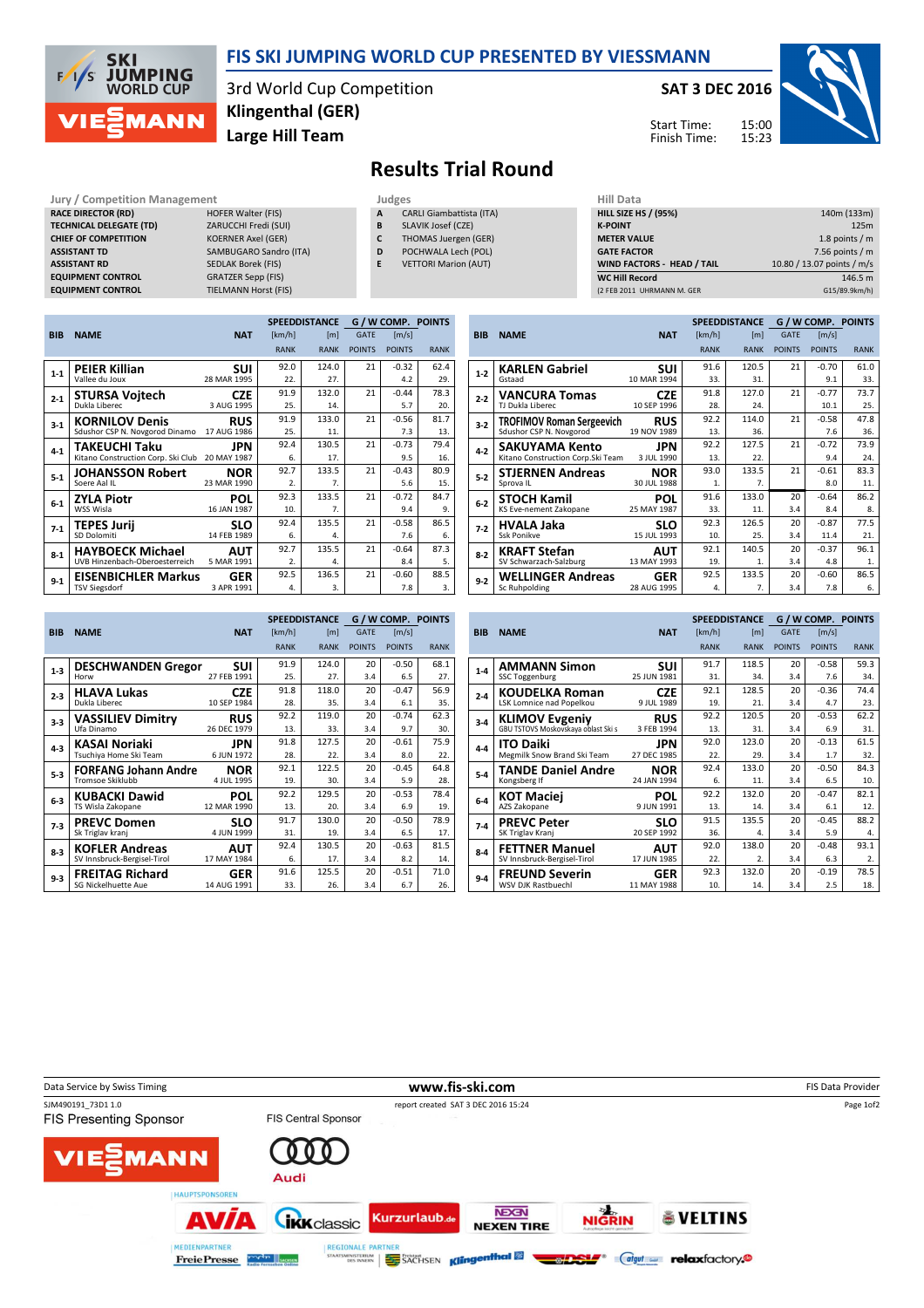# FIS SKI JUMPING WORLD CUP PRESENTED BY VIESSMANN

3rd World Cup Competition
**Klingenthal (GER)**
**Large Hill Team**

**SAT 3 DEC 2016**

Start Time: 15:00
Finish Time: 15:23

## Results Trial Round

**Jury / Competition Management**

| | |
|---|---|
| RACE DIRECTOR (RD) | HOFER Walter (FIS) |
| TECHNICAL DELEGATE (TD) | ZARUCCHI Fredi (SUI) |
| CHIEF OF COMPETITION | KOERNER Axel (GER) |
| ASSISTANT TD | SAMBUGARO Sandro (ITA) |
| ASSISTANT RD | SEDLAK Borek (FIS) |
| EQUIPMENT CONTROL | GRATZER Sepp (FIS) |
| EQUIPMENT CONTROL | TIELMANN Horst (FIS) |

**Judges**

| | |
|---|---|
| A | CARLI Giambattista (ITA) |
| B | SLAVIK Josef (CZE) |
| C | THOMAS Juergen (GER) |
| D | POCHWALA Lech (POL) |
| E | VETTORI Marion (AUT) |

**Hill Data**

| | |
|---|---|
| HILL SIZE HS / (95%) | 140m (133m) |
| K-POINT | 125m |
| METER VALUE | 1.8 points / m |
| GATE FACTOR | 7.56 points / m |
| WIND FACTORS - HEAD / TAIL | 10.80 / 13.07 points / m/s |
| WC Hill Record | 146.5 m |
| (2 FEB 2011 UHRMANN M. GER | G15/89.9km/h) |

| BIB | NAME | NAT | SPEED [km/h] | SPEED RANK | DISTANCE [m] | DISTANCE RANK | GATE | GATE POINTS | WIND [m/s] | WIND POINTS | POINTS | RANK |
|---|---|---|---|---|---|---|---|---|---|---|---|---|
| 1-1 | PEIER Killian<br>Vallee du Joux | SUI<br>28 MAR 1995 | 92.0 | 22. | 124.0 | 27. | 21 | | -0.32 | 4.2 | 62.4 | 29. |
| 2-1 | STURSA Vojtech<br>Dukla Liberec | CZE<br>3 AUG 1995 | 91.9 | 25. | 132.0 | 14. | 21 | | -0.44 | 5.7 | 78.3 | 20. |
| 3-1 | KORNILOV Denis<br>Sdushor CSP N. Novgorod Dinamo | RUS<br>17 AUG 1986 | 91.9 | 25. | 133.0 | 11. | 21 | | -0.56 | 7.3 | 81.7 | 13. |
| 4-1 | TAKEUCHI Taku<br>Kitano Construction Corp. Ski Club | JPN<br>20 MAY 1987 | 92.4 | 6. | 130.5 | 17. | 21 | | -0.73 | 9.5 | 79.4 | 16. |
| 5-1 | JOHANSSON Robert<br>Soere Aal IL | NOR<br>23 MAR 1990 | 92.7 | 2. | 133.5 | 7. | 21 | | -0.43 | 5.6 | 80.9 | 15. |
| 6-1 | ZYLA Piotr<br>WSS Wisla | POL<br>16 JAN 1987 | 92.3 | 10. | 133.5 | 7. | 21 | | -0.72 | 9.4 | 84.7 | 9. |
| 7-1 | TEPES Jurij<br>SD Dolomiti | SLO<br>14 FEB 1989 | 92.4 | 6. | 135.5 | 4. | 21 | | -0.58 | 7.6 | 86.5 | 6. |
| 8-1 | HAYBOECK Michael<br>UVB Hinzenbach-Oberoesterreich | AUT<br>5 MAR 1991 | 92.7 | 2. | 135.5 | 4. | 21 | | -0.64 | 8.4 | 87.3 | 5. |
| 9-1 | EISENBICHLER Markus<br>TSV Siegsdorf | GER<br>3 APR 1991 | 92.5 | 4. | 136.5 | 3. | 21 | | -0.60 | 7.8 | 88.5 | 3. |
| 1-2 | KARLEN Gabriel<br>Gstaad | SUI<br>10 MAR 1994 | 91.6 | 33. | 120.5 | 31. | 21 | | -0.70 | 9.1 | 61.0 | 33. |
| 2-2 | VANCURA Tomas<br>TJ Dukla Liberec | CZE<br>10 SEP 1996 | 91.8 | 28. | 127.0 | 24. | 21 | | -0.77 | 10.1 | 73.7 | 25. |
| 3-2 | TROFIMOV Roman Sergeevich<br>Sdushor CSP N. Novgorod | RUS<br>19 NOV 1989 | 92.2 | 13. | 114.0 | 36. | 21 | | -0.58 | 7.6 | 47.8 | 36. |
| 4-2 | SAKUYAMA Kento<br>Kitano Construction Corp.Ski Team | JPN<br>3 JUL 1990 | 92.2 | 13. | 127.5 | 22. | 21 | | -0.72 | 9.4 | 73.9 | 24. |
| 5-2 | STJERNEN Andreas<br>Sprova IL | NOR<br>30 JUL 1988 | 93.0 | 1. | 133.5 | 7. | 21 | | -0.61 | 8.0 | 83.3 | 11. |
| 6-2 | STOCH Kamil<br>KS Eve-nement Zakopane | POL<br>25 MAY 1987 | 91.6 | 33. | 133.0 | 11. | 20 | 3.4 | -0.64 | 8.4 | 86.2 | 8. |
| 7-2 | HVALA Jaka<br>Ssk Ponikve | SLO<br>15 JUL 1993 | 92.3 | 10. | 126.5 | 25. | 20 | 3.4 | -0.87 | 11.4 | 77.5 | 21. |
| 8-2 | KRAFT Stefan<br>SV Schwarzach-Salzburg | AUT<br>13 MAY 1993 | 92.1 | 19. | 140.5 | 1. | 20 | 3.4 | -0.37 | 4.8 | 96.1 | 1. |
| 9-2 | WELLINGER Andreas<br>Sc Ruhpolding | GER<br>28 AUG 1995 | 92.5 | 4. | 133.5 | 7. | 20 | 3.4 | -0.60 | 7.8 | 86.5 | 6. |
| 1-3 | DESCHWANDEN Gregor<br>Horw | SUI<br>27 FEB 1991 | 91.9 | 25. | 124.0 | 27. | 20 | 3.4 | -0.50 | 6.5 | 68.1 | 27. |
| 2-3 | HLAVA Lukas<br>Dukla Liberec | CZE<br>10 SEP 1984 | 91.8 | 28. | 118.0 | 35. | 20 | 3.4 | -0.47 | 6.1 | 56.9 | 35. |
| 3-3 | VASSILIEV Dimitry<br>Ufa Dinamo | RUS<br>26 DEC 1979 | 92.2 | 13. | 119.0 | 33. | 20 | 3.4 | -0.74 | 9.7 | 62.3 | 30. |
| 4-3 | KASAI Noriaki<br>Tsuchiya Home Ski Team | JPN<br>6 JUN 1972 | 91.8 | 28. | 127.5 | 22. | 20 | 3.4 | -0.61 | 8.0 | 75.9 | 22. |
| 5-3 | FORFANG Johann Andre<br>Tromsoe Skiklubb | NOR<br>4 JUL 1995 | 92.1 | 19. | 122.5 | 30. | 20 | 3.4 | -0.45 | 5.9 | 64.8 | 28. |
| 6-3 | KUBACKI Dawid<br>TS Wisla Zakopane | POL<br>12 MAR 1990 | 92.2 | 13. | 129.5 | 20. | 20 | 3.4 | -0.53 | 6.9 | 78.4 | 19. |
| 7-3 | PREVC Domen<br>Sk Triglav kranj | SLO<br>4 JUN 1999 | 91.7 | 31. | 130.0 | 19. | 20 | 3.4 | -0.50 | 6.5 | 78.9 | 17. |
| 8-3 | KOFLER Andreas<br>SV Innsbruck-Bergisel-Tirol | AUT<br>17 MAY 1984 | 92.4 | 6. | 130.5 | 17. | 20 | 3.4 | -0.63 | 8.2 | 81.5 | 14. |
| 9-3 | FREITAG Richard<br>SG Nickelhuette Aue | GER<br>14 AUG 1991 | 91.6 | 33. | 125.5 | 26. | 20 | 3.4 | -0.51 | 6.7 | 71.0 | 26. |
| 1-4 | AMMANN Simon<br>SSC Toggenburg | SUI<br>25 JUN 1981 | 91.7 | 31. | 118.5 | 34. | 20 | 3.4 | -0.58 | 7.6 | 59.3 | 34. |
| 2-4 | KOUDELKA Roman<br>LSK Lomnice nad Popelkou | CZE<br>9 JUL 1989 | 92.1 | 19. | 128.5 | 21. | 20 | 3.4 | -0.36 | 4.7 | 74.4 | 23. |
| 3-4 | KLIMOV Evgeniy<br>GBU TSTOVS Moskovskaya oblast Ski s | RUS<br>3 FEB 1994 | 92.2 | 13. | 120.5 | 31. | 20 | 3.4 | -0.53 | 6.9 | 62.2 | 31. |
| 4-4 | ITO Daiki<br>Megmilk Snow Brand Ski Team | JPN<br>27 DEC 1985 | 92.0 | 22. | 123.0 | 29. | 20 | 3.4 | -0.13 | 1.7 | 61.5 | 32. |
| 5-4 | TANDE Daniel Andre<br>Kongsberg If | NOR<br>24 JAN 1994 | 92.4 | 6. | 133.0 | 11. | 20 | 3.4 | -0.50 | 6.5 | 84.3 | 10. |
| 6-4 | KOT Maciej<br>AZS Zakopane | POL<br>9 JUN 1991 | 92.2 | 13. | 132.0 | 14. | 20 | 3.4 | -0.47 | 6.1 | 82.1 | 12. |
| 7-4 | PREVC Peter<br>SK Triglav Kranj | SLO<br>20 SEP 1992 | 91.5 | 36. | 135.5 | 4. | 20 | 3.4 | -0.45 | 5.9 | 88.2 | 4. |
| 8-4 | FETTNER Manuel<br>SV Innsbruck-Bergisel-Tirol | AUT<br>17 JUN 1985 | 92.0 | 22. | 138.0 | 2. | 20 | 3.4 | -0.48 | 6.3 | 93.1 | 2. |
| 9-4 | FREUND Severin<br>WSV DJK Rastbuechl | GER<br>11 MAY 1988 | 92.3 | 10. | 132.0 | 14. | 20 | 3.4 | -0.19 | 2.5 | 78.5 | 18. |

Data Service by Swiss Timing — www.fis-ski.com — FIS Data Provider

SJM490191_73D1 1.0 — report created SAT 3 DEC 2016 15:24

FIS Presenting Sponsor: VIESSMANN — FIS Central Sponsor: Audi

HAUPTSPONSOREN: AVIA, IKK classic, Kurzurlaub.de, NEXEN TIRE, NIGRIN, VELTINS

MEDIENPARTNER: Freie Presse — REGIONALE PARTNER: Sachsen, Klingenthal, DSV, relaxfactory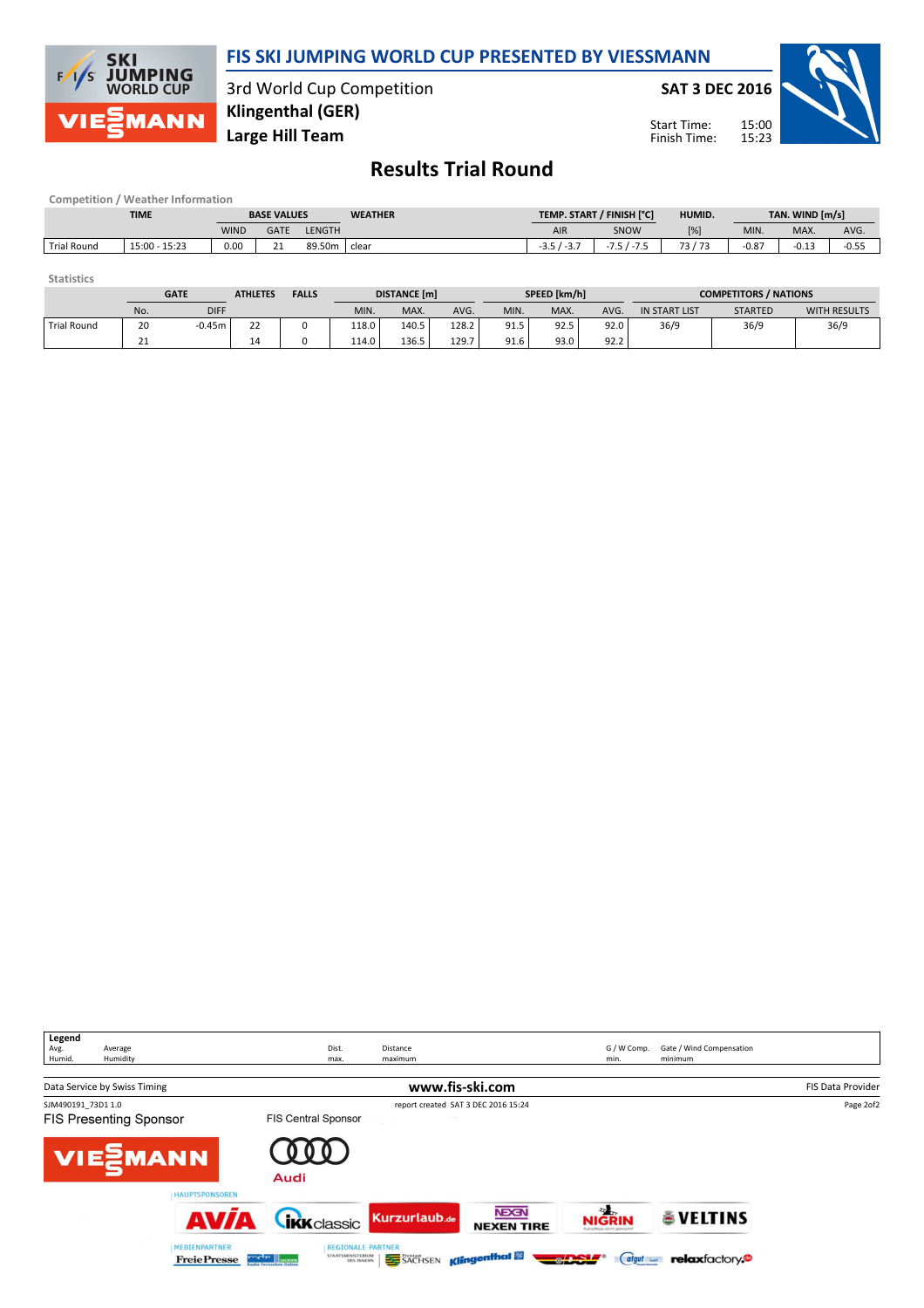# FIS SKI JUMPING WORLD CUP PRESENTED BY VIESSMANN

3rd World Cup Competition

**Klingenthal (GER)**

**Large Hill Team**

**SAT 3 DEC 2016**

Start Time: 15:00
Finish Time: 15:23

## Results Trial Round

Competition / Weather Information

| | TIME | BASE VALUES | | | WEATHER | TEMP. START / FINISH [°C] | | HUMID. | TAN. WIND [m/s] | | |
|---|---|---|---|---|---|---|---|---|---|---|---|
| | | WIND | GATE | LENGTH | | AIR | SNOW | [%] | MIN. | MAX. | AVG. |
| Trial Round | 15:00 - 15:23 | 0.00 | 21 | 89.50m | clear | -3.5 / -3.7 | -7.5 / -7.5 | 73 / 73 | -0.87 | -0.13 | -0.55 |

Statistics

| | GATE | | ATHLETES | FALLS | DISTANCE [m] | | | SPEED [km/h] | | | COMPETITORS / NATIONS | | |
|---|---|---|---|---|---|---|---|---|---|---|---|---|---|
| | No. | DIFF | | | MIN. | MAX. | AVG. | MIN. | MAX. | AVG. | IN START LIST | STARTED | WITH RESULTS |
| Trial Round | 20 | -0.45m | 22 | 0 | 118.0 | 140.5 | 128.2 | 91.5 | 92.5 | 92.0 | 36/9 | 36/9 | 36/9 |
| | 21 | | 14 | 0 | 114.0 | 136.5 | 129.7 | 91.6 | 93.0 | 92.2 | | | |

| Legend | | | | | |
|---|---|---|---|---|---|
| Avg. | Average | Dist. | Distance | G / W Comp. | Gate / Wind Compensation |
| Humid. | Humidity | max. | maximum | min. | minimum |

Data Service by Swiss Timing — www.fis-ski.com — FIS Data Provider

SJM490191_73D1 1.0 — report created SAT 3 DEC 2016 15:24

FIS Presenting Sponsor: VIESSMANN

FIS Central Sponsor: Audi

HAUPTSPONSOREN: AVIA, IKK classic, Kurzurlaub.de, NEXEN TIRE, NIGRIN, VELTINS

MEDIENPARTNER: Freie Presse, MDR

REGIONALE PARTNER: Sachsen, Klingenthal, DSV, Erzgebirge, relaxfactory